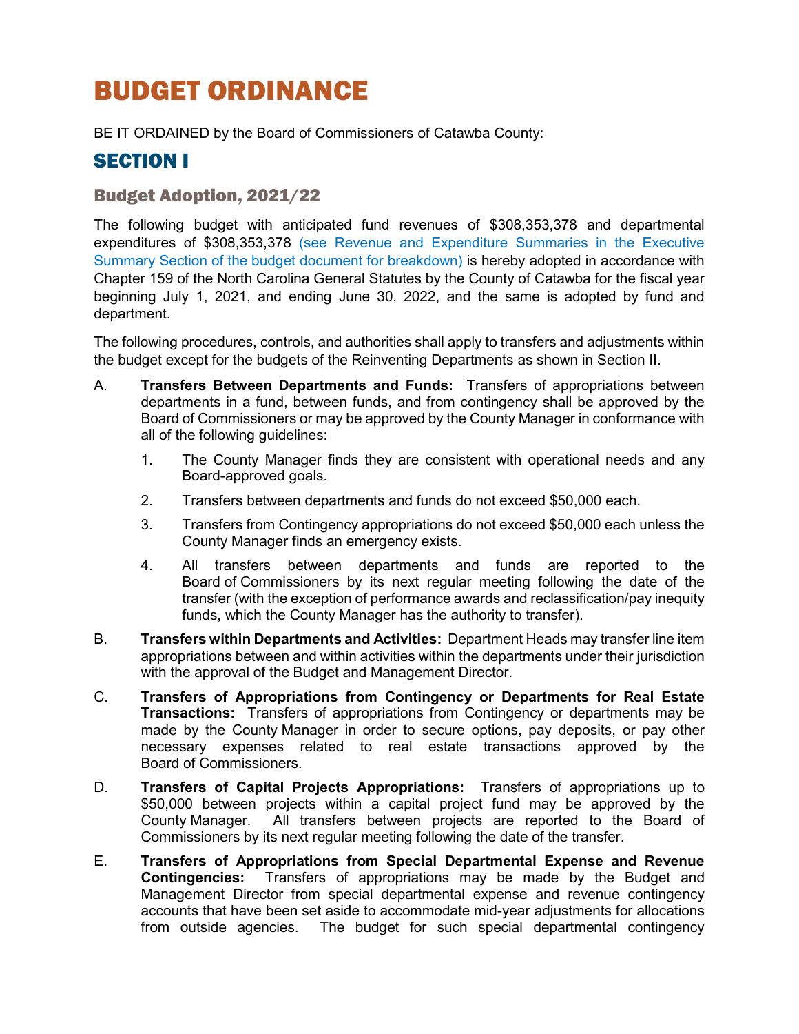# BUDGET ORDINANCE

BE IT ORDAINED by the Board of Commissioners of Catawba County:

## SECTION I

### Budget Adoption, 2021/22

The following budget with anticipated fund revenues of $308,353,378 and departmental expenditures of $308,353,378 (see Revenue and Expenditure Summaries in the Executive Summary Section of the budget document for breakdown) is hereby adopted in accordance with Chapter 159 of the North Carolina General Statutes by the County of Catawba for the fiscal year beginning July 1, 2021, and ending June 30, 2022, and the same is adopted by fund and department.

The following procedures, controls, and authorities shall apply to transfers and adjustments within the budget except for the budgets of the Reinventing Departments as shown in Section II.

A. **Transfers Between Departments and Funds:** Transfers of appropriations between departments in a fund, between funds, and from contingency shall be approved by the Board of Commissioners or may be approved by the County Manager in conformance with all of the following guidelines:

   1. The County Manager finds they are consistent with operational needs and any Board-approved goals.
   2. Transfers between departments and funds do not exceed $50,000 each.
   3. Transfers from Contingency appropriations do not exceed $50,000 each unless the County Manager finds an emergency exists.
   4. All transfers between departments and funds are reported to the Board of Commissioners by its next regular meeting following the date of the transfer (with the exception of performance awards and reclassification/pay inequity funds, which the County Manager has the authority to transfer).

B. **Transfers within Departments and Activities:** Department Heads may transfer line item appropriations between and within activities within the departments under their jurisdiction with the approval of the Budget and Management Director.

C. **Transfers of Appropriations from Contingency or Departments for Real Estate Transactions:** Transfers of appropriations from Contingency or departments may be made by the County Manager in order to secure options, pay deposits, or pay other necessary expenses related to real estate transactions approved by the Board of Commissioners.

D. **Transfers of Capital Projects Appropriations:** Transfers of appropriations up to $50,000 between projects within a capital project fund may be approved by the County Manager. All transfers between projects are reported to the Board of Commissioners by its next regular meeting following the date of the transfer.

E. **Transfers of Appropriations from Special Departmental Expense and Revenue Contingencies:** Transfers of appropriations may be made by the Budget and Management Director from special departmental expense and revenue contingency accounts that have been set aside to accommodate mid-year adjustments for allocations from outside agencies. The budget for such special departmental contingency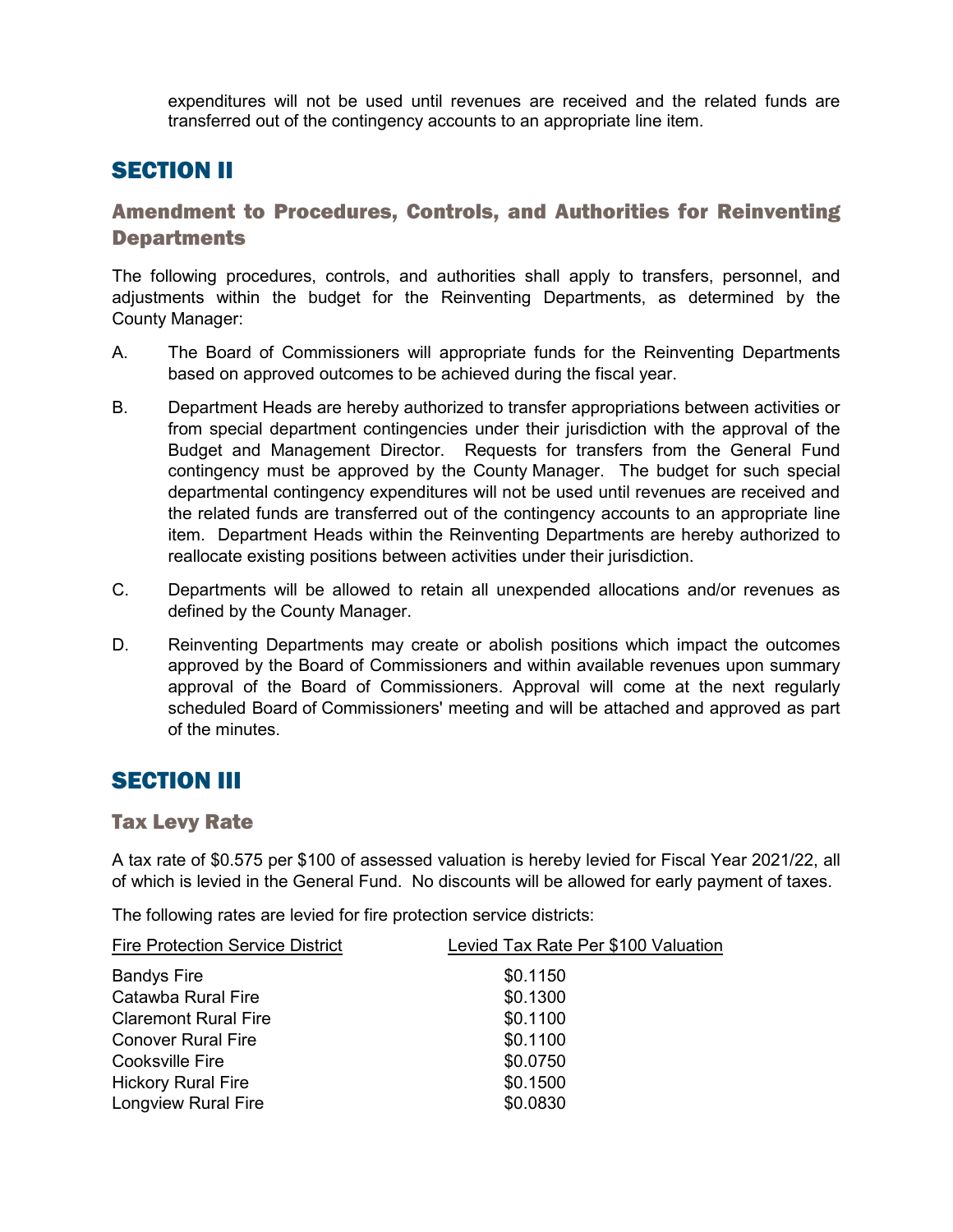expenditures will not be used until revenues are received and the related funds are transferred out of the contingency accounts to an appropriate line item.

# SECTION II

## Amendment to Procedures, Controls, and Authorities for Reinventing Departments

The following procedures, controls, and authorities shall apply to transfers, personnel, and adjustments within the budget for the Reinventing Departments, as determined by the County Manager:

A. The Board of Commissioners will appropriate funds for the Reinventing Departments based on approved outcomes to be achieved during the fiscal year.

B. Department Heads are hereby authorized to transfer appropriations between activities or from special department contingencies under their jurisdiction with the approval of the Budget and Management Director. Requests for transfers from the General Fund contingency must be approved by the County Manager. The budget for such special departmental contingency expenditures will not be used until revenues are received and the related funds are transferred out of the contingency accounts to an appropriate line item. Department Heads within the Reinventing Departments are hereby authorized to reallocate existing positions between activities under their jurisdiction.

C. Departments will be allowed to retain all unexpended allocations and/or revenues as defined by the County Manager.

D. Reinventing Departments may create or abolish positions which impact the outcomes approved by the Board of Commissioners and within available revenues upon summary approval of the Board of Commissioners. Approval will come at the next regularly scheduled Board of Commissioners' meeting and will be attached and approved as part of the minutes.

# SECTION III

## Tax Levy Rate

A tax rate of $0.575 per $100 of assessed valuation is hereby levied for Fiscal Year 2021/22, all of which is levied in the General Fund. No discounts will be allowed for early payment of taxes.

The following rates are levied for fire protection service districts:

| Fire Protection Service District | Levied Tax Rate Per $100 Valuation |
|---|---|
| Bandys Fire | $0.1150 |
| Catawba Rural Fire | $0.1300 |
| Claremont Rural Fire | $0.1100 |
| Conover Rural Fire | $0.1100 |
| Cooksville Fire | $0.0750 |
| Hickory Rural Fire | $0.1500 |
| Longview Rural Fire | $0.0830 |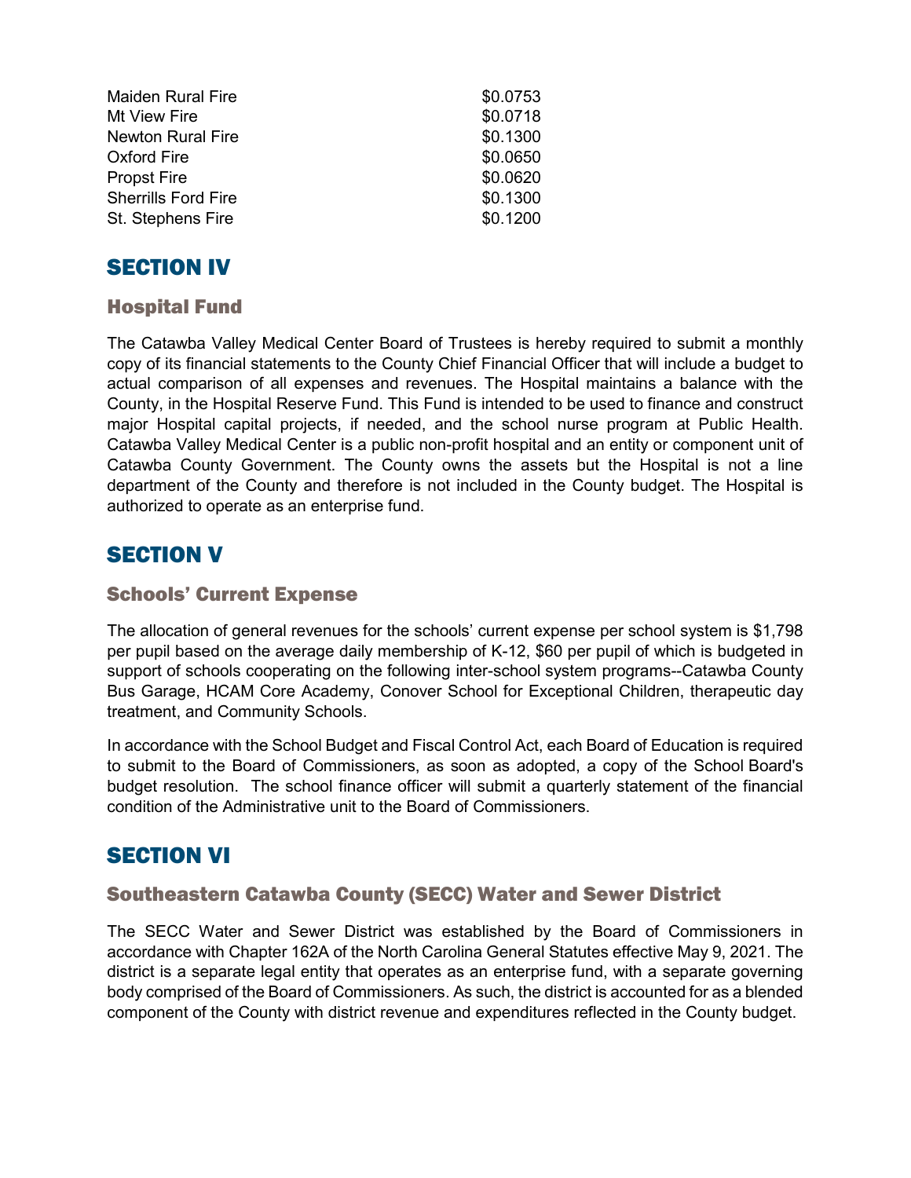| | |
|---|---|
| Maiden Rural Fire | $0.0753 |
| Mt View Fire | $0.0718 |
| Newton Rural Fire | $0.1300 |
| Oxford Fire | $0.0650 |
| Propst Fire | $0.0620 |
| Sherrills Ford Fire | $0.1300 |
| St. Stephens Fire | $0.1200 |

# SECTION IV

## Hospital Fund

The Catawba Valley Medical Center Board of Trustees is hereby required to submit a monthly copy of its financial statements to the County Chief Financial Officer that will include a budget to actual comparison of all expenses and revenues. The Hospital maintains a balance with the County, in the Hospital Reserve Fund. This Fund is intended to be used to finance and construct major Hospital capital projects, if needed, and the school nurse program at Public Health. Catawba Valley Medical Center is a public non-profit hospital and an entity or component unit of Catawba County Government. The County owns the assets but the Hospital is not a line department of the County and therefore is not included in the County budget. The Hospital is authorized to operate as an enterprise fund.

# SECTION V

## Schools' Current Expense

The allocation of general revenues for the schools' current expense per school system is $1,798 per pupil based on the average daily membership of K-12, $60 per pupil of which is budgeted in support of schools cooperating on the following inter-school system programs--Catawba County Bus Garage, HCAM Core Academy, Conover School for Exceptional Children, therapeutic day treatment, and Community Schools.

In accordance with the School Budget and Fiscal Control Act, each Board of Education is required to submit to the Board of Commissioners, as soon as adopted, a copy of the School Board's budget resolution. The school finance officer will submit a quarterly statement of the financial condition of the Administrative unit to the Board of Commissioners.

# SECTION VI

## Southeastern Catawba County (SECC) Water and Sewer District

The SECC Water and Sewer District was established by the Board of Commissioners in accordance with Chapter 162A of the North Carolina General Statutes effective May 9, 2021. The district is a separate legal entity that operates as an enterprise fund, with a separate governing body comprised of the Board of Commissioners. As such, the district is accounted for as a blended component of the County with district revenue and expenditures reflected in the County budget.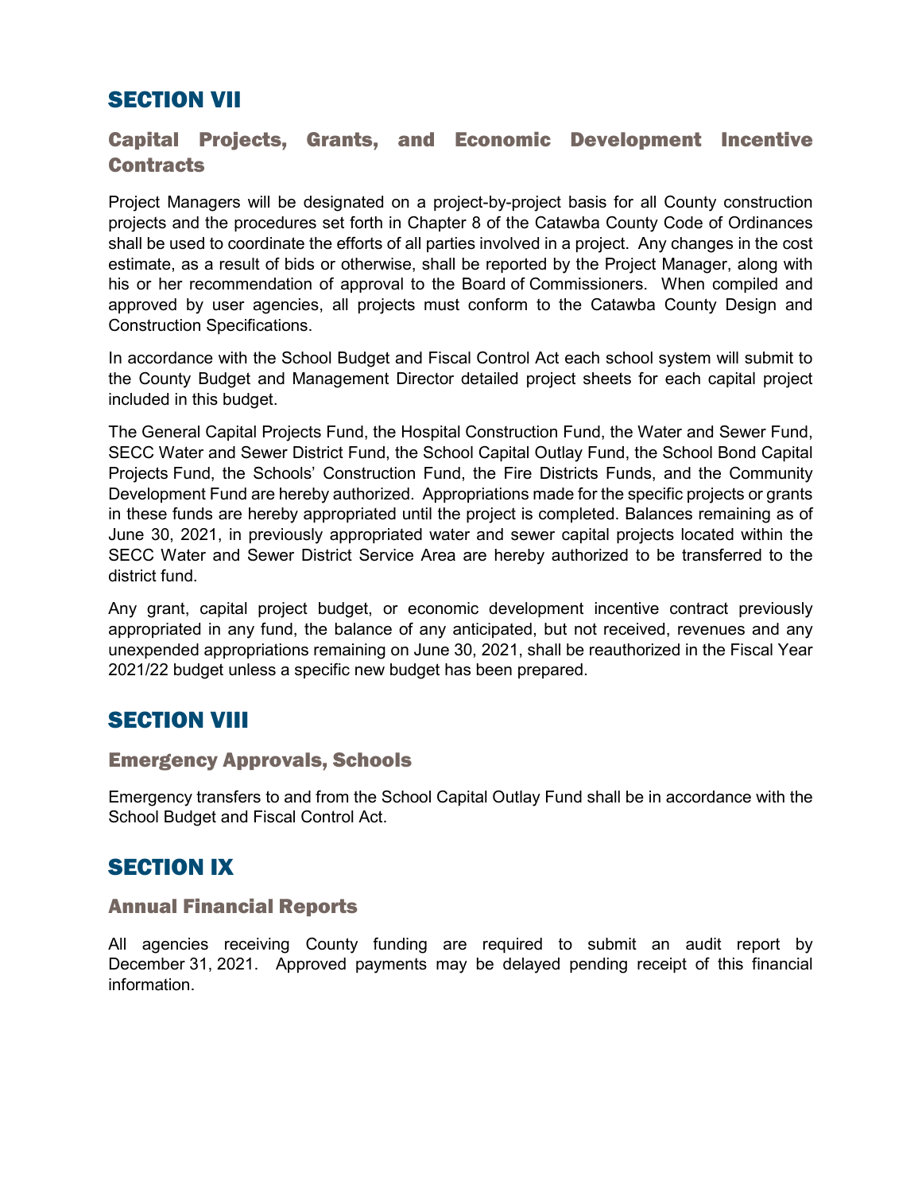## SECTION VII

### Capital Projects, Grants, and Economic Development Incentive Contracts

Project Managers will be designated on a project-by-project basis for all County construction projects and the procedures set forth in Chapter 8 of the Catawba County Code of Ordinances shall be used to coordinate the efforts of all parties involved in a project. Any changes in the cost estimate, as a result of bids or otherwise, shall be reported by the Project Manager, along with his or her recommendation of approval to the Board of Commissioners. When compiled and approved by user agencies, all projects must conform to the Catawba County Design and Construction Specifications.

In accordance with the School Budget and Fiscal Control Act each school system will submit to the County Budget and Management Director detailed project sheets for each capital project included in this budget.

The General Capital Projects Fund, the Hospital Construction Fund, the Water and Sewer Fund, SECC Water and Sewer District Fund, the School Capital Outlay Fund, the School Bond Capital Projects Fund, the Schools' Construction Fund, the Fire Districts Funds, and the Community Development Fund are hereby authorized. Appropriations made for the specific projects or grants in these funds are hereby appropriated until the project is completed. Balances remaining as of June 30, 2021, in previously appropriated water and sewer capital projects located within the SECC Water and Sewer District Service Area are hereby authorized to be transferred to the district fund.

Any grant, capital project budget, or economic development incentive contract previously appropriated in any fund, the balance of any anticipated, but not received, revenues and any unexpended appropriations remaining on June 30, 2021, shall be reauthorized in the Fiscal Year 2021/22 budget unless a specific new budget has been prepared.

## SECTION VIII

### Emergency Approvals, Schools

Emergency transfers to and from the School Capital Outlay Fund shall be in accordance with the School Budget and Fiscal Control Act.

## SECTION IX

### Annual Financial Reports

All agencies receiving County funding are required to submit an audit report by December 31, 2021. Approved payments may be delayed pending receipt of this financial information.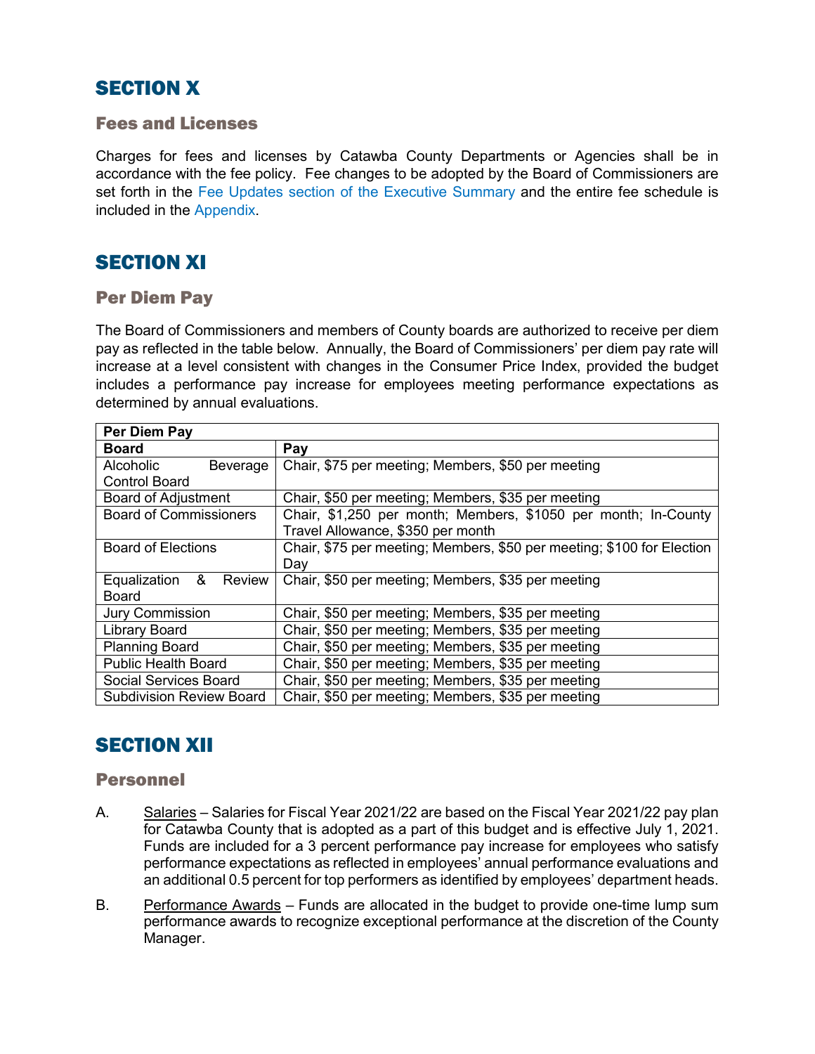## SECTION X

### Fees and Licenses

Charges for fees and licenses by Catawba County Departments or Agencies shall be in accordance with the fee policy. Fee changes to be adopted by the Board of Commissioners are set forth in the Fee Updates section of the Executive Summary and the entire fee schedule is included in the Appendix.

## SECTION XI

### Per Diem Pay

The Board of Commissioners and members of County boards are authorized to receive per diem pay as reflected in the table below. Annually, the Board of Commissioners' per diem pay rate will increase at a level consistent with changes in the Consumer Price Index, provided the budget includes a performance pay increase for employees meeting performance expectations as determined by annual evaluations.

| **Per Diem Pay** | |
|---|---|
| **Board** | **Pay** |
| Alcoholic Beverage Control Board | Chair, $75 per meeting; Members, $50 per meeting |
| Board of Adjustment | Chair, $50 per meeting; Members, $35 per meeting |
| Board of Commissioners | Chair, $1,250 per month; Members, $1050 per month; In-County Travel Allowance, $350 per month |
| Board of Elections | Chair, $75 per meeting; Members, $50 per meeting; $100 for Election Day |
| Equalization & Review Board | Chair, $50 per meeting; Members, $35 per meeting |
| Jury Commission | Chair, $50 per meeting; Members, $35 per meeting |
| Library Board | Chair, $50 per meeting; Members, $35 per meeting |
| Planning Board | Chair, $50 per meeting; Members, $35 per meeting |
| Public Health Board | Chair, $50 per meeting; Members, $35 per meeting |
| Social Services Board | Chair, $50 per meeting; Members, $35 per meeting |
| Subdivision Review Board | Chair, $50 per meeting; Members, $35 per meeting |

## SECTION XII

### Personnel

A. Salaries – Salaries for Fiscal Year 2021/22 are based on the Fiscal Year 2021/22 pay plan for Catawba County that is adopted as a part of this budget and is effective July 1, 2021. Funds are included for a 3 percent performance pay increase for employees who satisfy performance expectations as reflected in employees' annual performance evaluations and an additional 0.5 percent for top performers as identified by employees' department heads.

B. Performance Awards – Funds are allocated in the budget to provide one-time lump sum performance awards to recognize exceptional performance at the discretion of the County Manager.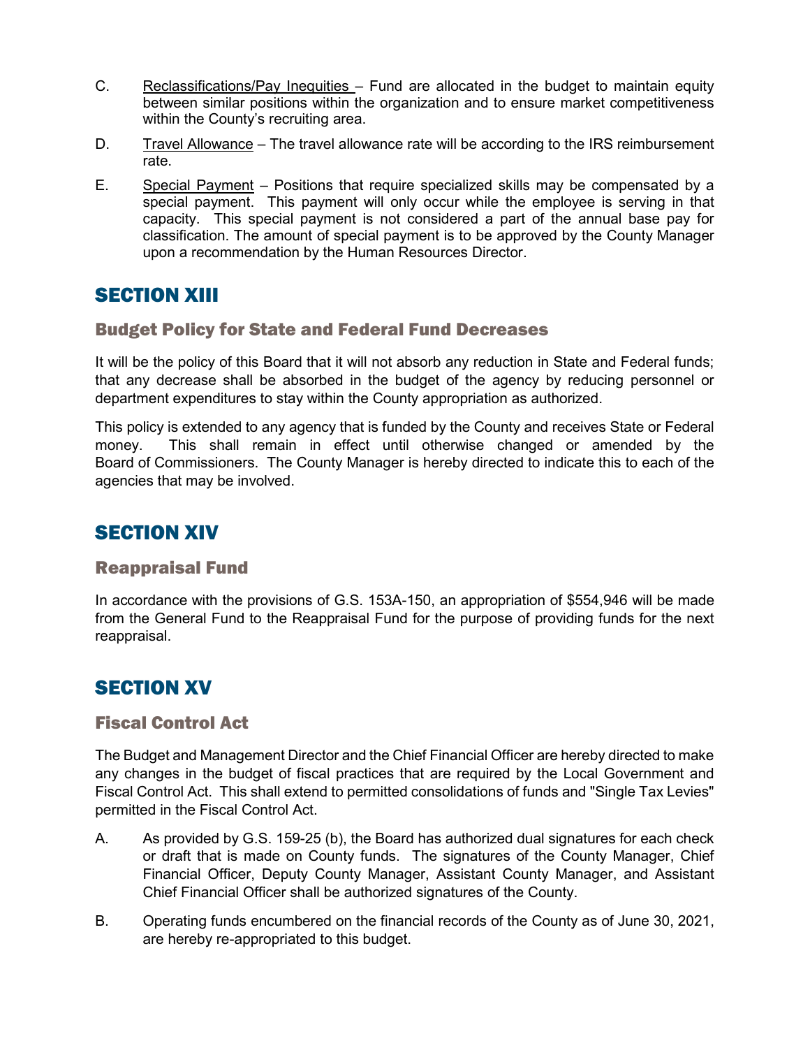C. Reclassifications/Pay Inequities – Fund are allocated in the budget to maintain equity between similar positions within the organization and to ensure market competitiveness within the County's recruiting area.

D. Travel Allowance – The travel allowance rate will be according to the IRS reimbursement rate.

E. Special Payment – Positions that require specialized skills may be compensated by a special payment. This payment will only occur while the employee is serving in that capacity. This special payment is not considered a part of the annual base pay for classification. The amount of special payment is to be approved by the County Manager upon a recommendation by the Human Resources Director.

## SECTION XIII

### Budget Policy for State and Federal Fund Decreases

It will be the policy of this Board that it will not absorb any reduction in State and Federal funds; that any decrease shall be absorbed in the budget of the agency by reducing personnel or department expenditures to stay within the County appropriation as authorized.

This policy is extended to any agency that is funded by the County and receives State or Federal money. This shall remain in effect until otherwise changed or amended by the Board of Commissioners. The County Manager is hereby directed to indicate this to each of the agencies that may be involved.

## SECTION XIV

### Reappraisal Fund

In accordance with the provisions of G.S. 153A-150, an appropriation of $554,946 will be made from the General Fund to the Reappraisal Fund for the purpose of providing funds for the next reappraisal.

## SECTION XV

### Fiscal Control Act

The Budget and Management Director and the Chief Financial Officer are hereby directed to make any changes in the budget of fiscal practices that are required by the Local Government and Fiscal Control Act. This shall extend to permitted consolidations of funds and "Single Tax Levies" permitted in the Fiscal Control Act.

A. As provided by G.S. 159-25 (b), the Board has authorized dual signatures for each check or draft that is made on County funds. The signatures of the County Manager, Chief Financial Officer, Deputy County Manager, Assistant County Manager, and Assistant Chief Financial Officer shall be authorized signatures of the County.

B. Operating funds encumbered on the financial records of the County as of June 30, 2021, are hereby re-appropriated to this budget.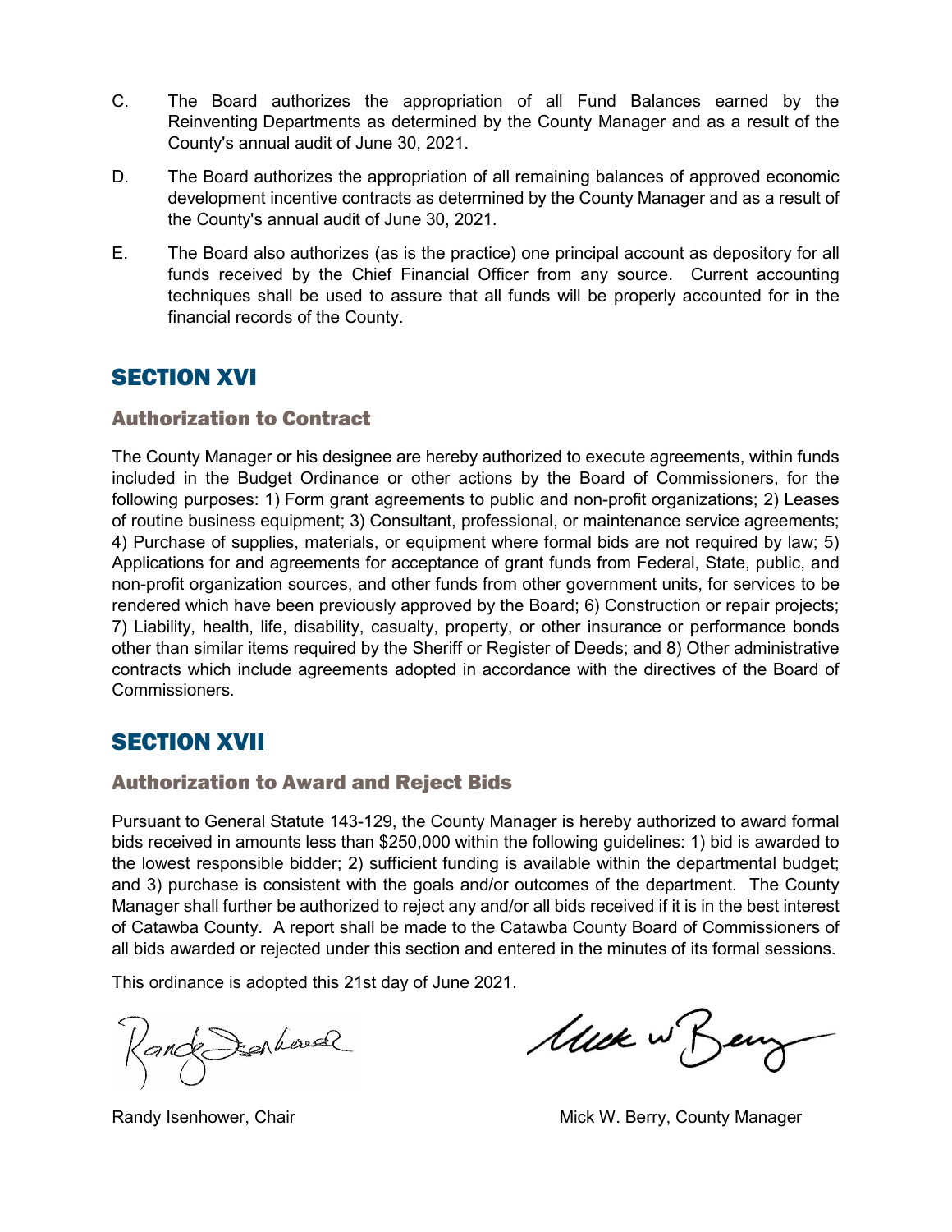C. The Board authorizes the appropriation of all Fund Balances earned by the Reinventing Departments as determined by the County Manager and as a result of the County's annual audit of June 30, 2021.

D. The Board authorizes the appropriation of all remaining balances of approved economic development incentive contracts as determined by the County Manager and as a result of the County's annual audit of June 30, 2021.

E. The Board also authorizes (as is the practice) one principal account as depository for all funds received by the Chief Financial Officer from any source. Current accounting techniques shall be used to assure that all funds will be properly accounted for in the financial records of the County.

## SECTION XVI

### Authorization to Contract

The County Manager or his designee are hereby authorized to execute agreements, within funds included in the Budget Ordinance or other actions by the Board of Commissioners, for the following purposes: 1) Form grant agreements to public and non-profit organizations; 2) Leases of routine business equipment; 3) Consultant, professional, or maintenance service agreements; 4) Purchase of supplies, materials, or equipment where formal bids are not required by law; 5) Applications for and agreements for acceptance of grant funds from Federal, State, public, and non-profit organization sources, and other funds from other government units, for services to be rendered which have been previously approved by the Board; 6) Construction or repair projects; 7) Liability, health, life, disability, casualty, property, or other insurance or performance bonds other than similar items required by the Sheriff or Register of Deeds; and 8) Other administrative contracts which include agreements adopted in accordance with the directives of the Board of Commissioners.

## SECTION XVII

### Authorization to Award and Reject Bids

Pursuant to General Statute 143-129, the County Manager is hereby authorized to award formal bids received in amounts less than $250,000 within the following guidelines: 1) bid is awarded to the lowest responsible bidder; 2) sufficient funding is available within the departmental budget; and 3) purchase is consistent with the goals and/or outcomes of the department. The County Manager shall further be authorized to reject any and/or all bids received if it is in the best interest of Catawba County. A report shall be made to the Catawba County Board of Commissioners of all bids awarded or rejected under this section and entered in the minutes of its formal sessions.

This ordinance is adopted this 21st day of June 2021.

Randy Isenhower, Chair

Mick W. Berry, County Manager